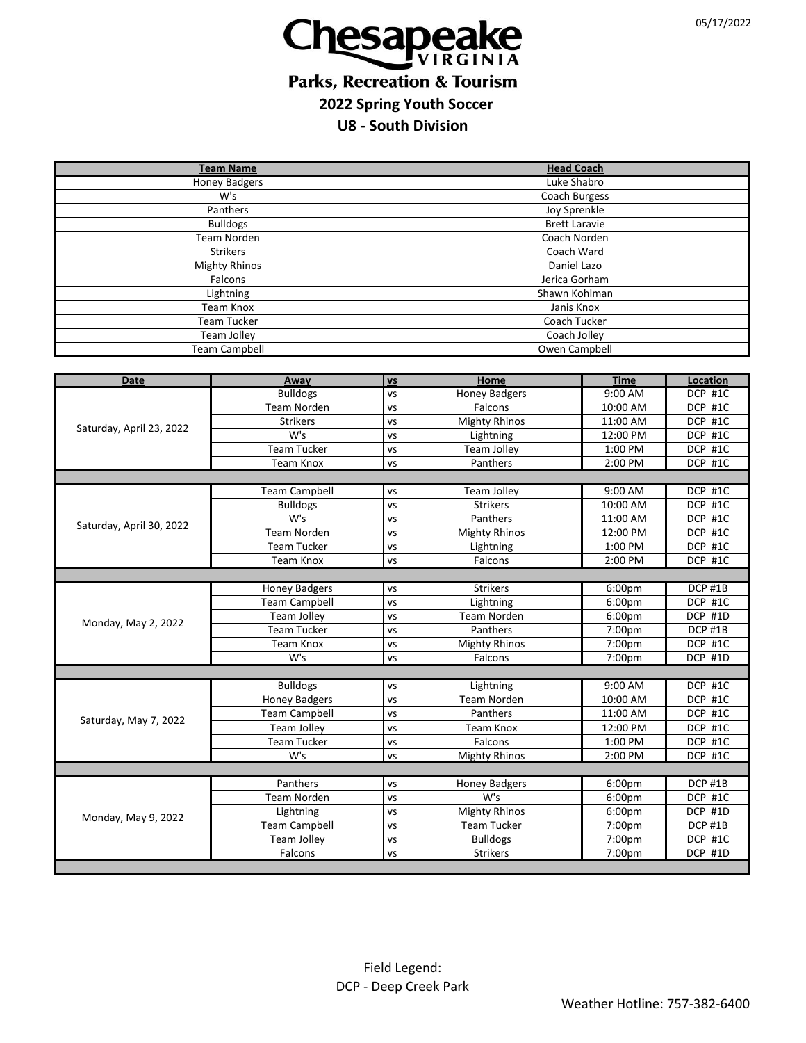05/17/2022

# Chesapeake VIRGINIA

## Parks, Recreation & Tourism

### 2022 Spring Youth Soccer

### U8 - South Division

| Team Name | Head Coach |
|---|---|
| Honey Badgers | Luke Shabro |
| W's | Coach Burgess |
| Panthers | Joy Sprenkle |
| Bulldogs | Brett Laravie |
| Team Norden | Coach Norden |
| Strikers | Coach Ward |
| Mighty Rhinos | Daniel Lazo |
| Falcons | Jerica Gorham |
| Lightning | Shawn Kohlman |
| Team Knox | Janis Knox |
| Team Tucker | Coach Tucker |
| Team Jolley | Coach Jolley |
| Team Campbell | Owen Campbell |

| Date | Away | vs | Home | Time | Location |
|---|---|---|---|---|---|
| Saturday, April 23, 2022 | Bulldogs | vs | Honey Badgers | 9:00 AM | DCP #1C |
| | Team Norden | vs | Falcons | 10:00 AM | DCP #1C |
| | Strikers | vs | Mighty Rhinos | 11:00 AM | DCP #1C |
| | W's | vs | Lightning | 12:00 PM | DCP #1C |
| | Team Tucker | vs | Team Jolley | 1:00 PM | DCP #1C |
| | Team Knox | vs | Panthers | 2:00 PM | DCP #1C |
| Saturday, April 30, 2022 | Team Campbell | vs | Team Jolley | 9:00 AM | DCP #1C |
| | Bulldogs | vs | Strikers | 10:00 AM | DCP #1C |
| | W's | vs | Panthers | 11:00 AM | DCP #1C |
| | Team Norden | vs | Mighty Rhinos | 12:00 PM | DCP #1C |
| | Team Tucker | vs | Lightning | 1:00 PM | DCP #1C |
| | Team Knox | vs | Falcons | 2:00 PM | DCP #1C |
| Monday, May 2, 2022 | Honey Badgers | vs | Strikers | 6:00pm | DCP #1B |
| | Team Campbell | vs | Lightning | 6:00pm | DCP #1C |
| | Team Jolley | vs | Team Norden | 6:00pm | DCP #1D |
| | Team Tucker | vs | Panthers | 7:00pm | DCP #1B |
| | Team Knox | vs | Mighty Rhinos | 7:00pm | DCP #1C |
| | W's | vs | Falcons | 7:00pm | DCP #1D |
| Saturday, May 7, 2022 | Bulldogs | vs | Lightning | 9:00 AM | DCP #1C |
| | Honey Badgers | vs | Team Norden | 10:00 AM | DCP #1C |
| | Team Campbell | vs | Panthers | 11:00 AM | DCP #1C |
| | Team Jolley | vs | Team Knox | 12:00 PM | DCP #1C |
| | Team Tucker | vs | Falcons | 1:00 PM | DCP #1C |
| | W's | vs | Mighty Rhinos | 2:00 PM | DCP #1C |
| Monday, May 9, 2022 | Panthers | vs | Honey Badgers | 6:00pm | DCP #1B |
| | Team Norden | vs | W's | 6:00pm | DCP #1C |
| | Lightning | vs | Mighty Rhinos | 6:00pm | DCP #1D |
| | Team Campbell | vs | Team Tucker | 7:00pm | DCP #1B |
| | Team Jolley | vs | Bulldogs | 7:00pm | DCP #1C |
| | Falcons | vs | Strikers | 7:00pm | DCP #1D |

Field Legend:
DCP - Deep Creek Park

Weather Hotline: 757-382-6400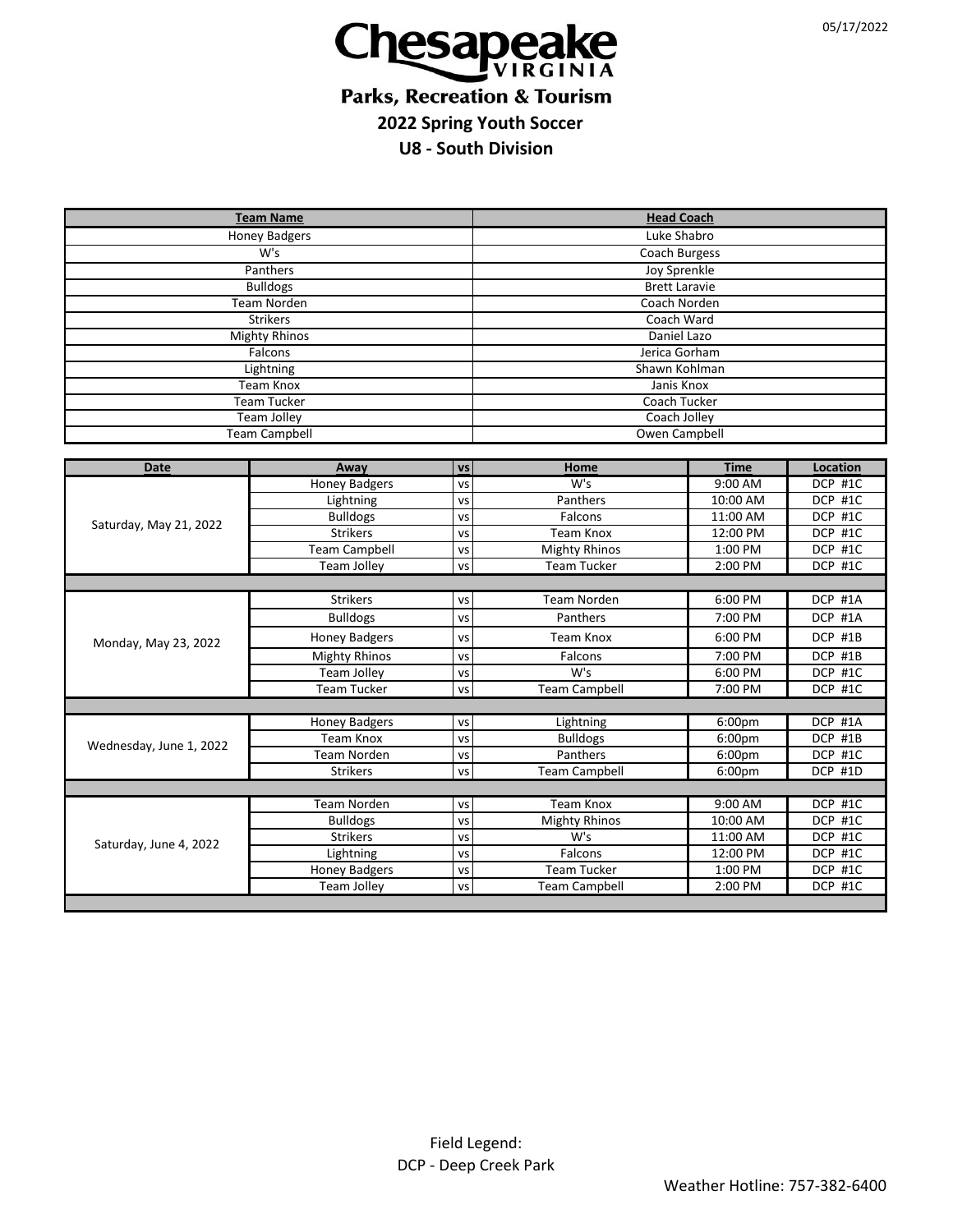05/17/2022

# Chesapeake VIRGINIA

## Parks, Recreation & Tourism

### 2022 Spring Youth Soccer

### U8 - South Division

| Team Name | Head Coach |
|---|---|
| Honey Badgers | Luke Shabro |
| W's | Coach Burgess |
| Panthers | Joy Sprenkle |
| Bulldogs | Brett Laravie |
| Team Norden | Coach Norden |
| Strikers | Coach Ward |
| Mighty Rhinos | Daniel Lazo |
| Falcons | Jerica Gorham |
| Lightning | Shawn Kohlman |
| Team Knox | Janis Knox |
| Team Tucker | Coach Tucker |
| Team Jolley | Coach Jolley |
| Team Campbell | Owen Campbell |

| Date | Away | vs | Home | Time | Location |
|---|---|---|---|---|---|
| Saturday, May 21, 2022 | Honey Badgers | vs | W's | 9:00 AM | DCP #1C |
| | Lightning | vs | Panthers | 10:00 AM | DCP #1C |
| | Bulldogs | vs | Falcons | 11:00 AM | DCP #1C |
| | Strikers | vs | Team Knox | 12:00 PM | DCP #1C |
| | Team Campbell | vs | Mighty Rhinos | 1:00 PM | DCP #1C |
| | Team Jolley | vs | Team Tucker | 2:00 PM | DCP #1C |
| Monday, May 23, 2022 | Strikers | vs | Team Norden | 6:00 PM | DCP #1A |
| | Bulldogs | vs | Panthers | 7:00 PM | DCP #1A |
| | Honey Badgers | vs | Team Knox | 6:00 PM | DCP #1B |
| | Mighty Rhinos | vs | Falcons | 7:00 PM | DCP #1B |
| | Team Jolley | vs | W's | 6:00 PM | DCP #1C |
| | Team Tucker | vs | Team Campbell | 7:00 PM | DCP #1C |
| Wednesday, June 1, 2022 | Honey Badgers | vs | Lightning | 6:00pm | DCP #1A |
| | Team Knox | vs | Bulldogs | 6:00pm | DCP #1B |
| | Team Norden | vs | Panthers | 6:00pm | DCP #1C |
| | Strikers | vs | Team Campbell | 6:00pm | DCP #1D |
| Saturday, June 4, 2022 | Team Norden | vs | Team Knox | 9:00 AM | DCP #1C |
| | Bulldogs | vs | Mighty Rhinos | 10:00 AM | DCP #1C |
| | Strikers | vs | W's | 11:00 AM | DCP #1C |
| | Lightning | vs | Falcons | 12:00 PM | DCP #1C |
| | Honey Badgers | vs | Team Tucker | 1:00 PM | DCP #1C |
| | Team Jolley | vs | Team Campbell | 2:00 PM | DCP #1C |

Field Legend:
DCP - Deep Creek Park

Weather Hotline: 757-382-6400